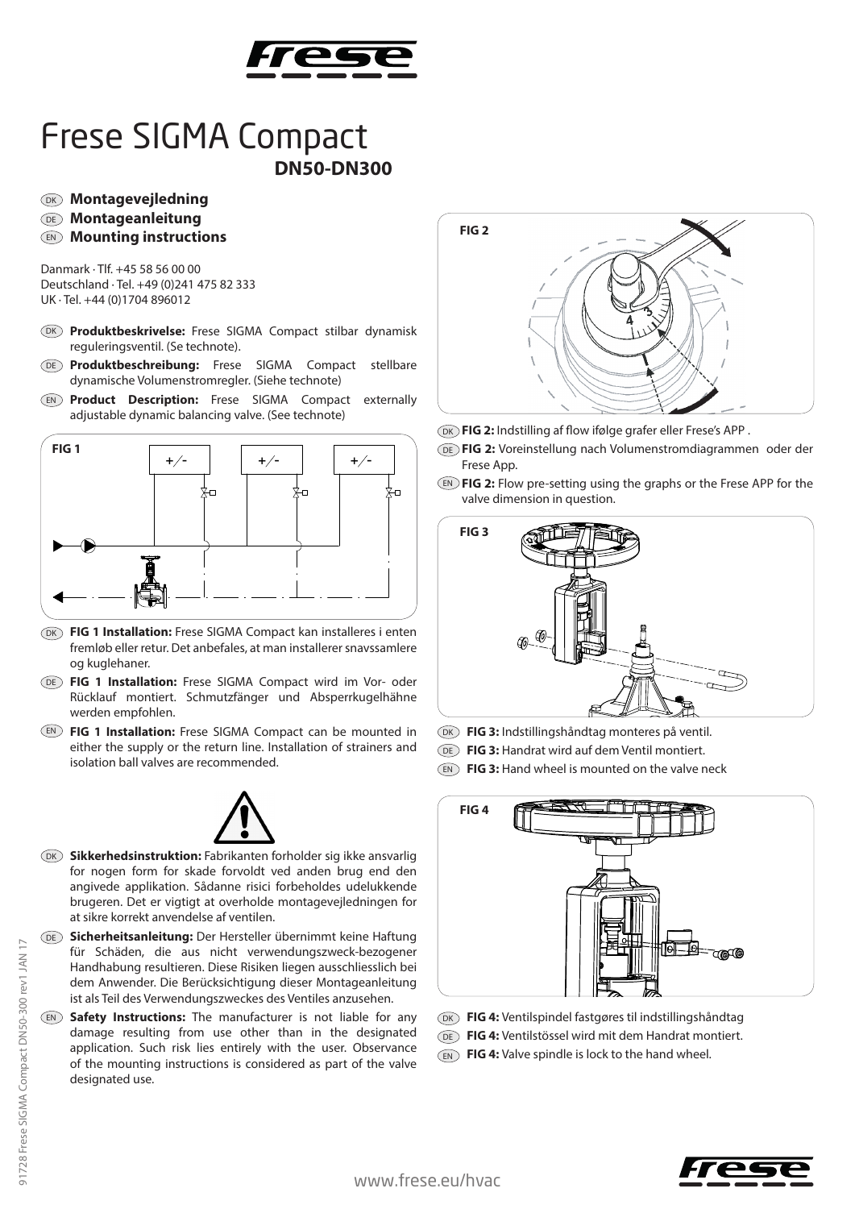# Frese SIGMA Compact

**DN50-DN300**

DK **Montagevejledning**
DE **Montageanleitung**
EN **Mounting instructions**

Danmark · Tlf. +45 58 56 00 00
Deutschland · Tel. +49 (0)241 475 82 333
UK · Tel. +44 (0)1704 896012

DK **Produktbeskrivelse:** Frese SIGMA Compact stilbar dynamisk reguleringsventil. (Se technote).

DE **Produktbeschreibung:** Frese SIGMA Compact stellbare dynamische Volumenstromregler. (Siehe technote)

EN **Product Description:** Frese SIGMA Compact externally adjustable dynamic balancing valve. (See technote)

DK **FIG 1 Installation:** Frese SIGMA Compact kan installeres i enten fremløb eller retur. Det anbefales, at man installerer snavssamlere og kuglehaner.

DE **FIG 1 Installation:** Frese SIGMA Compact wird im Vor- oder Rücklauf montiert. Schmutzfänger und Absperrkugelhähne werden empfohlen.

EN **FIG 1 Installation:** Frese SIGMA Compact can be mounted in either the supply or the return line. Installation of strainers and isolation ball valves are recommended.

DK **Sikkerhedsinstruktion:** Fabrikanten forholder sig ikke ansvarlig for nogen form for skade forvoldt ved anden brug end den angivede applikation. Sådanne risici forbeholdes udelukkende brugeren. Det er vigtigt at overholde montagevejledningen for at sikre korrekt anvendelse af ventilen.

DE **Sicherheitsanleitung:** Der Hersteller übernimmt keine Haftung für Schäden, die aus nicht verwendungszweck-bezogener Handhabung resultieren. Diese Risiken liegen ausschliesslich bei dem Anwender. Die Berücksichtigung dieser Montageanleitung ist als Teil des Verwendungszweckes des Ventiles anzusehen.

EN **Safety Instructions:** The manufacturer is not liable for any damage resulting from use other than in the designated application. Such risk lies entirely with the user. Observance of the mounting instructions is considered as part of the valve designated use.

DK **FIG 2:** Indstilling af flow ifølge grafer eller Frese's APP .

DE **FIG 2:** Voreinstellung nach Volumenstromdiagrammen oder der Frese App.

EN **FIG 2:** Flow pre-setting using the graphs or the Frese APP for the valve dimension in question.

DK **FIG 3:** Indstillingshåndtag monteres på ventil.

DE **FIG 3:** Handrat wird auf dem Ventil montiert.

EN **FIG 3:** Hand wheel is mounted on the valve neck

DK **FIG 4:** Ventilspindel fastgøres til indstillingshåndtag

DE **FIG 4:** Ventilstössel wird mit dem Handrat montiert.

EN **FIG 4:** Valve spindle is lock to the hand wheel.

91728 Frese SIGMA Compact DN50-300 rev1 JAN 17

www.frese.eu/hvac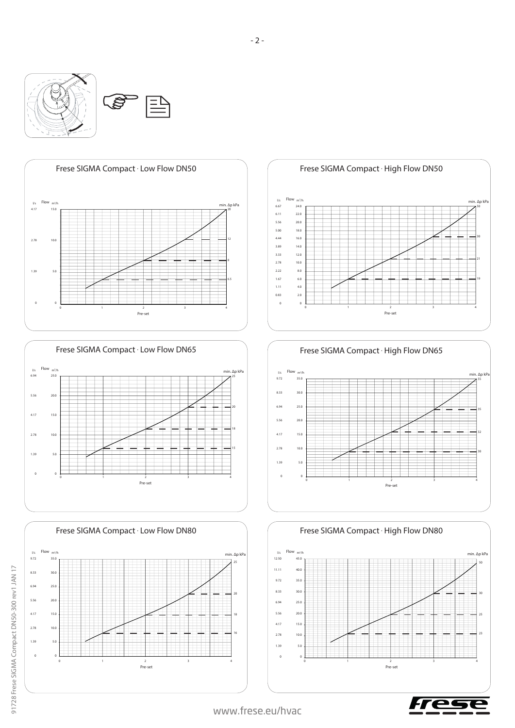## Frese SIGMA Compact · Low Flow DN50

l/s | Flow m³/h | min. Δp kPa

Pre-set

## Frese SIGMA Compact · High Flow DN50

l/s | Flow m³/h | min. Δp kPa

Pre-set

## Frese SIGMA Compact · Low Flow DN65

l/s | Flow m³/h | min. Δp kPa

Pre-set

## Frese SIGMA Compact · High Flow DN65

l/s | Flow m³/h | min. Δp kPa

Pre-set

## Frese SIGMA Compact · Low Flow DN80

l/s | Flow m³/h | min. Δp kPa

Pre-set

## Frese SIGMA Compact · High Flow DN80

l/s | Flow m³/h | min. Δp kPa

Pre-set

91728 Frese SIGMA Compact DN50-300 rev1 JAN 17

www.frese.eu/hvac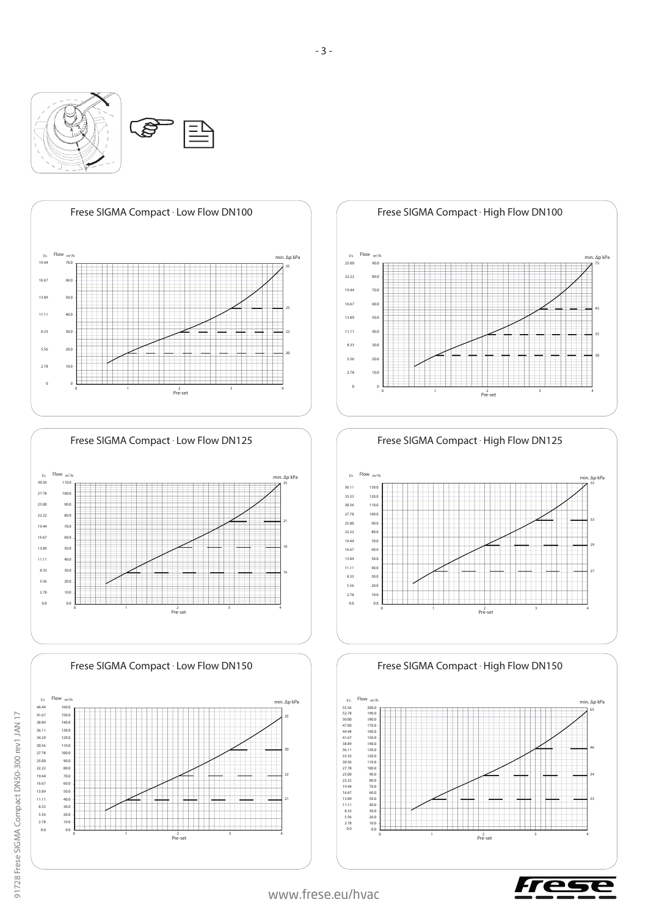## Frese SIGMA Compact · Low Flow DN100

| l/s | Flow m³/h |
|---|---|
| 19.44 | 70.0 |
| 16.67 | 60.0 |
| 13.89 | 50.0 |
| 11.11 | 40.0 |
| 8.33 | 30.0 |
| 5.56 | 20.0 |
| 2.78 | 10.0 |
| 0 | 0 |

Pre-set: 0, 1, 2, 3, 4

min. Δp kPa: 35, 25, 22, 20

## Frese SIGMA Compact · High Flow DN100

| l/s | Flow m³/h |
|---|---|
| 25.00 | 90.0 |
| 22.22 | 80.0 |
| 19.44 | 70.0 |
| 16.67 | 60.0 |
| 13.89 | 50.0 |
| 11.11 | 40.0 |
| 8.33 | 30.0 |
| 5.56 | 20.0 |
| 2.78 | 10.0 |
| 0 | 0 |

Pre-set: 0, 1, 2, 3, 4

min. Δp kPa: 75, 45, 35, 30

## Frese SIGMA Compact · Low Flow DN125

| l/s | Flow m³/h |
|---|---|
| 30.56 | 110.0 |
| 27.78 | 100.0 |
| 25.00 | 90.0 |
| 22.22 | 80.0 |
| 19.44 | 70.0 |
| 16.67 | 60.0 |
| 13.89 | 50.0 |
| 11.11 | 40.0 |
| 8.33 | 30.0 |
| 5.56 | 20.0 |
| 2.78 | 10.0 |
| 0.0 | 0.0 |

Pre-set: 0, 1, 2, 3, 4

min. Δp kPa: 35, 21, 18, 16

## Frese SIGMA Compact · High Flow DN125

| l/s | Flow m³/h |
|---|---|
| 36.11 | 130.0 |
| 33.33 | 120.0 |
| 30.56 | 110.0 |
| 27.78 | 100.0 |
| 25.00 | 90.0 |
| 22.22 | 80.0 |
| 19.44 | 70.0 |
| 16.67 | 60.0 |
| 13.89 | 50.0 |
| 11.11 | 40.0 |
| 8.33 | 30.0 |
| 5.56 | 20.0 |
| 2.78 | 10.0 |
| 0.0 | 0.0 |

Pre-set: 0, 1, 2, 3, 4

min. Δp kPa: 53, 33, 29, 27

## Frese SIGMA Compact · Low Flow DN150

| l/s | Flow m³/h |
|---|---|
| 44.44 | 160.0 |
| 41.67 | 150.0 |
| 38.89 | 140.0 |
| 36.11 | 130.0 |
| 34.29 | 120.0 |
| 30.56 | 110.0 |
| 27.78 | 100.0 |
| 25.00 | 90.0 |
| 22.22 | 80.0 |
| 19.44 | 70.0 |
| 16.67 | 60.0 |
| 13.89 | 50.0 |
| 11.11 | 40.0 |
| 8.33 | 30.0 |
| 5.56 | 20.0 |
| 2.78 | 10.0 |
| 0.0 | 0.0 |

Pre-set: 0, 1, 2, 3, 4

min. Δp kPa: 35, 30, 22, 21

## Frese SIGMA Compact · High Flow DN150

| l/s | Flow m³/h |
|---|---|
| 55.56 | 200.0 |
| 52.78 | 190.0 |
| 50.00 | 180.0 |
| 47.00 | 170.0 |
| 44.44 | 160.0 |
| 41.67 | 150.0 |
| 38.89 | 140.0 |
| 36.11 | 130.0 |
| 33.33 | 120.0 |
| 30.56 | 110.0 |
| 27.78 | 100.0 |
| 25.00 | 90.0 |
| 22.22 | 80.0 |
| 19.44 | 70.0 |
| 16.67 | 60.0 |
| 13.89 | 50.0 |
| 11.11 | 40.0 |
| 8.33 | 30.0 |
| 5.56 | 20.0 |
| 2.78 | 10.0 |
| 0.0 | 0.0 |

Pre-set: 0, 1, 2, 3, 4

min. Δp kPa: 65, 46, 34, 33

91728 Frese SIGMA Compact DN50-300 rev1 JAN 17

www.frese.eu/hvac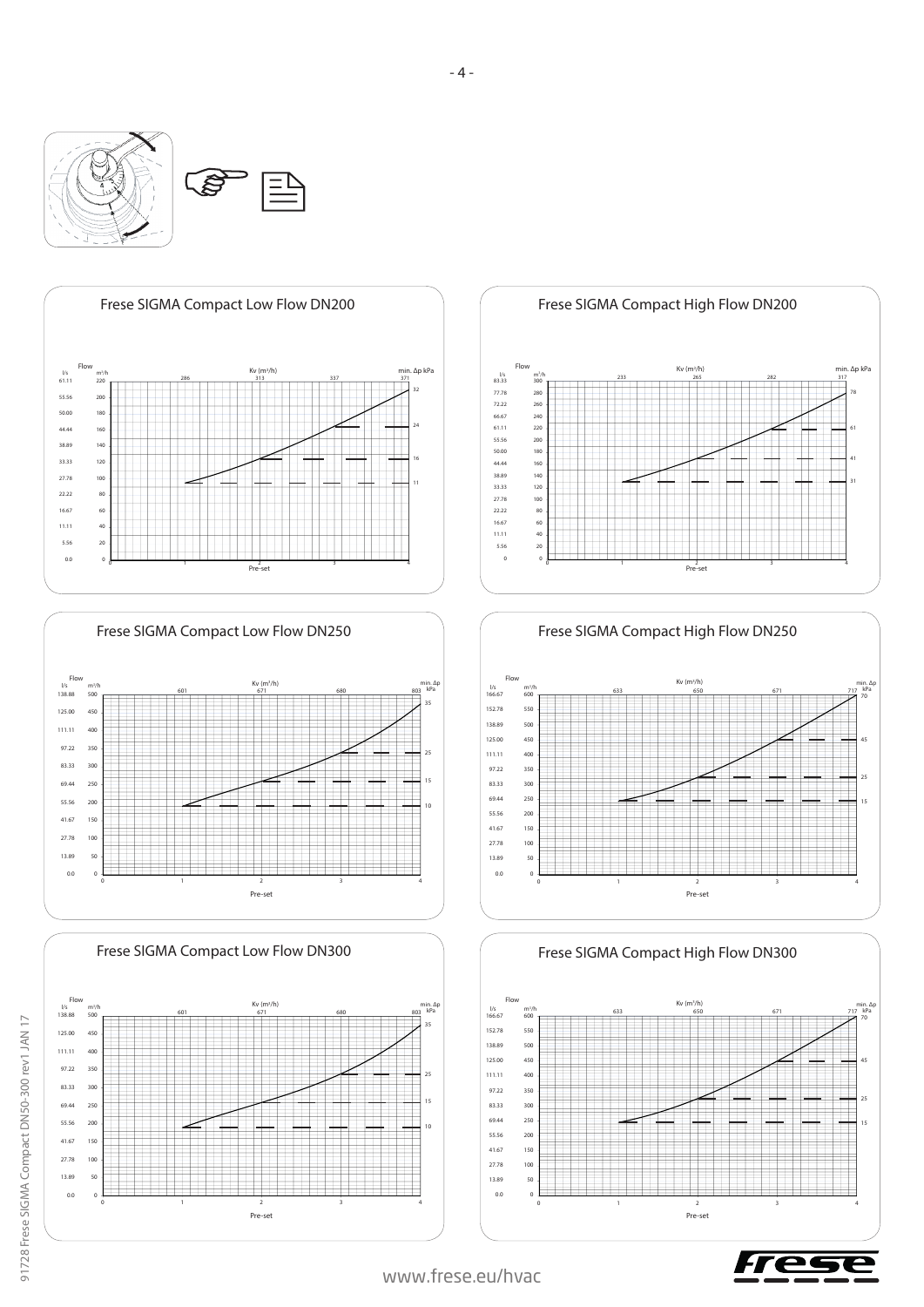## Frese SIGMA Compact Low Flow DN200

Flow
l/s
m³/h
61.11 220
55.56 200
50.00 180
44.44 160
38.89 140
33.33 120
27.78 100
22.22 80
16.67 60
11.11 40
5.56 20
0.0 0

Kv (m³/h)
286 313 337 371

min. Δp kPa
32
24
16
11

Pre-set
0 1 2 3 4

## Frese SIGMA Compact High Flow DN200

Flow
l/s
m³/h
83.33 300
77.78 280
72.22 260
66.67 240
61.11 220
55.56 200
50.00 180
44.44 160
38.89 140
33.33 120
27.78 100
22.22 80
16.67 60
11.11 40
5.56 20
0 0

Kv (m³/h)
233 265 282 317

min. Δp kPa
78
61
41
31

Pre-set
0 1 2 3 4

## Frese SIGMA Compact Low Flow DN250

Flow
l/s
m³/h
138.88 500
125.00 450
111.11 400
97.22 350
83.33 300
69.44 250
55.56 200
41.67 150
27.78 100
13.89 50
0.0 0

Kv (m³/h)
601 671 680 803

min. Δp kPa
35
25
15
10

Pre-set
0 1 2 3 4

## Frese SIGMA Compact High Flow DN250

Flow
l/s
m³/h
166.67 600
152.78 550
138.89 500
125.00 450
111.11 400
97.22 350
83.33 300
69.44 250
55.56 200
41.67 150
27.78 100
13.89 50
0.0 0

Kv (m³/h)
633 650 671 717

min. Δp kPa
70
45
25
15

Pre-set
0 1 2 3 4

## Frese SIGMA Compact Low Flow DN300

Flow
l/s
m³/h
138.88 500
125.00 450
111.11 400
97.22 350
83.33 300
69.44 250
55.56 200
41.67 150
27.78 100
13.89 50
0.0 0

Kv (m³/h)
601 671 680 803

min. Δp kPa
35
25
15
10

Pre-set
0 1 2 3 4

## Frese SIGMA Compact High Flow DN300

Flow
l/s
m³/h
166.67 600
152.78 550
138.89 500
125.00 450
111.11 400
97.22 350
83.33 300
69.44 250
55.56 200
41.67 150
27.78 100
13.89 50
0.0 0

Kv (m³/h)
633 650 671 717

min. Δp kPa
70
45
25
15

Pre-set
0 1 2 3 4

91728 Frese SIGMA Compact DN50-300 rev1 JAN 17

www.frese.eu/hvac